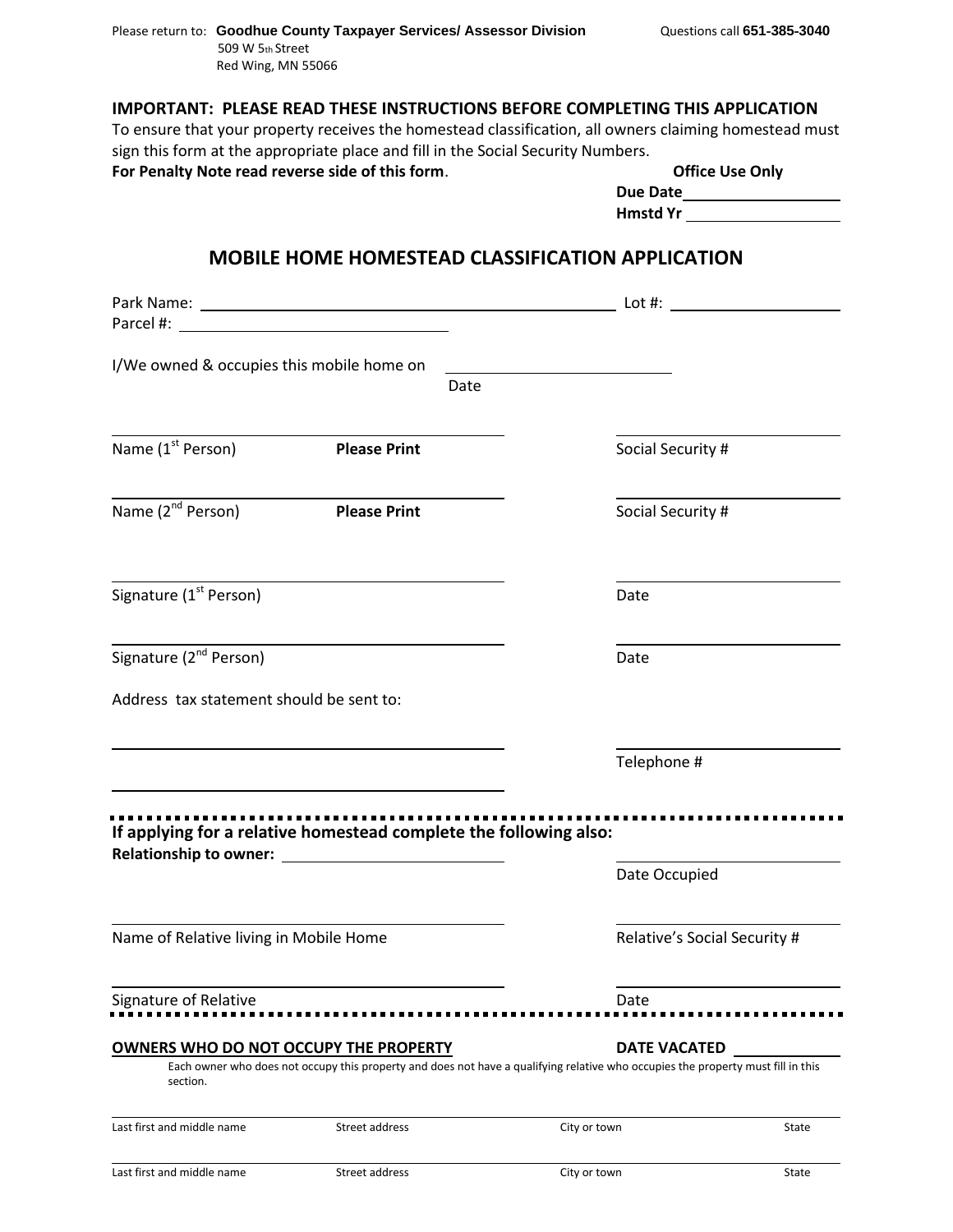Please return to: **Goodhue County Taxpayer Services/ Assessor Division**
509 W 5th Street
Red Wing, MN 55066

Questions call **651-385-3040**

**IMPORTANT: PLEASE READ THESE INSTRUCTIONS BEFORE COMPLETING THIS APPLICATION**
To ensure that your property receives the homestead classification, all owners claiming homestead must sign this form at the appropriate place and fill in the Social Security Numbers.
**For Penalty Note read reverse side of this form**.

**Office Use Only**
**Due Date** ____________________
**Hmstd Yr** ____________________

## MOBILE HOME HOMESTEAD CLASSIFICATION APPLICATION

Park Name: ______________________________________________ Lot #: ____________________
Parcel #: ______________________________

I/We owned & occupies this mobile home on ______________________________
Date

______________________________________________ ______________________________
Name (1st Person) **Please Print** Social Security #

______________________________________________ ______________________________
Name (2nd Person) **Please Print** Social Security #

______________________________________________ ______________________________
Signature (1st Person) Date

______________________________________________ ______________________________
Signature (2nd Person) Date

Address tax statement should be sent to:

______________________________________________ ______________________________
Telephone #

______________________________________________

**If applying for a relative homestead complete the following also:**
**Relationship to owner:** ______________________________ ______________________________
Date Occupied

______________________________________________ ______________________________
Name of Relative living in Mobile Home Relative's Social Security #

______________________________________________ ______________________________
Signature of Relative Date

**OWNERS WHO DO NOT OCCUPY THE PROPERTY** **DATE VACATED** ____________

Each owner who does not occupy this property and does not have a qualifying relative who occupies the property must fill in this section.

| Last first and middle name | Street address | City or town | State |
|---|---|---|---|
| | | | |
| Last first and middle name | Street address | City or town | State |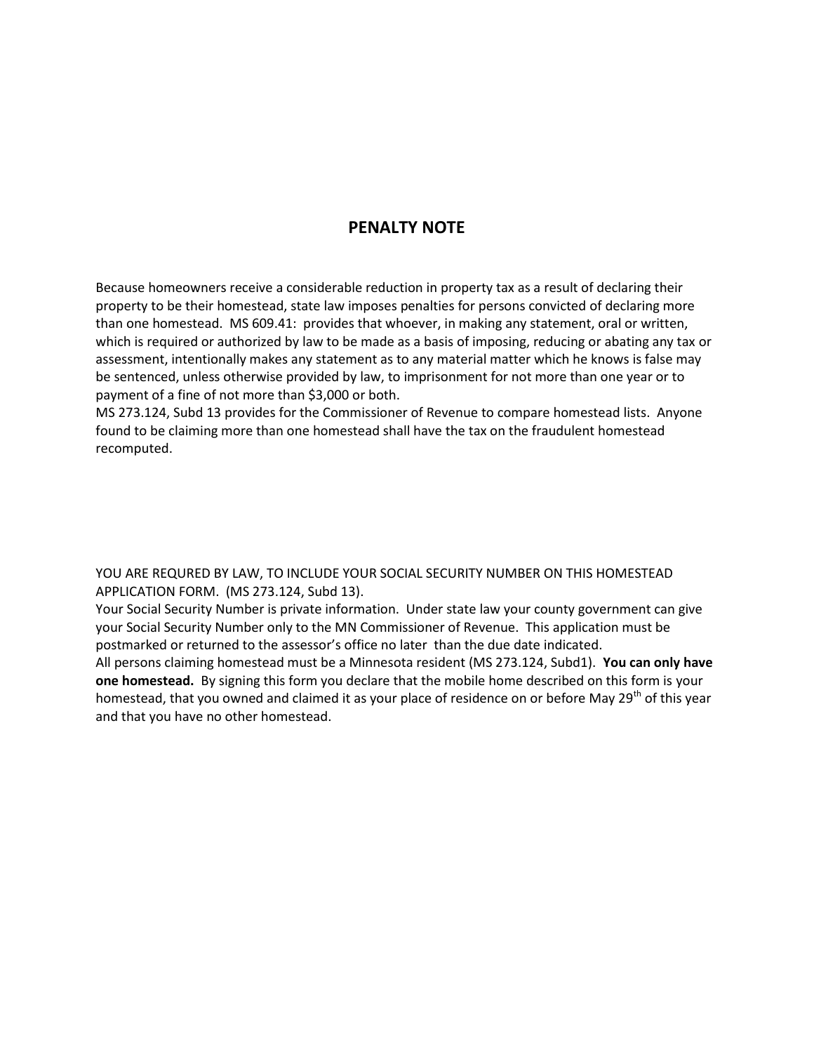## PENALTY NOTE

Because homeowners receive a considerable reduction in property tax as a result of declaring their property to be their homestead, state law imposes penalties for persons convicted of declaring more than one homestead. MS 609.41: provides that whoever, in making any statement, oral or written, which is required or authorized by law to be made as a basis of imposing, reducing or abating any tax or assessment, intentionally makes any statement as to any material matter which he knows is false may be sentenced, unless otherwise provided by law, to imprisonment for not more than one year or to payment of a fine of not more than $3,000 or both.

MS 273.124, Subd 13 provides for the Commissioner of Revenue to compare homestead lists. Anyone found to be claiming more than one homestead shall have the tax on the fraudulent homestead recomputed.

YOU ARE REQURED BY LAW, TO INCLUDE YOUR SOCIAL SECURITY NUMBER ON THIS HOMESTEAD APPLICATION FORM. (MS 273.124, Subd 13).

Your Social Security Number is private information. Under state law your county government can give your Social Security Number only to the MN Commissioner of Revenue. This application must be postmarked or returned to the assessor's office no later than the due date indicated.

All persons claiming homestead must be a Minnesota resident (MS 273.124, Subd1). **You can only have one homestead.** By signing this form you declare that the mobile home described on this form is your homestead, that you owned and claimed it as your place of residence on or before May 29th of this year and that you have no other homestead.